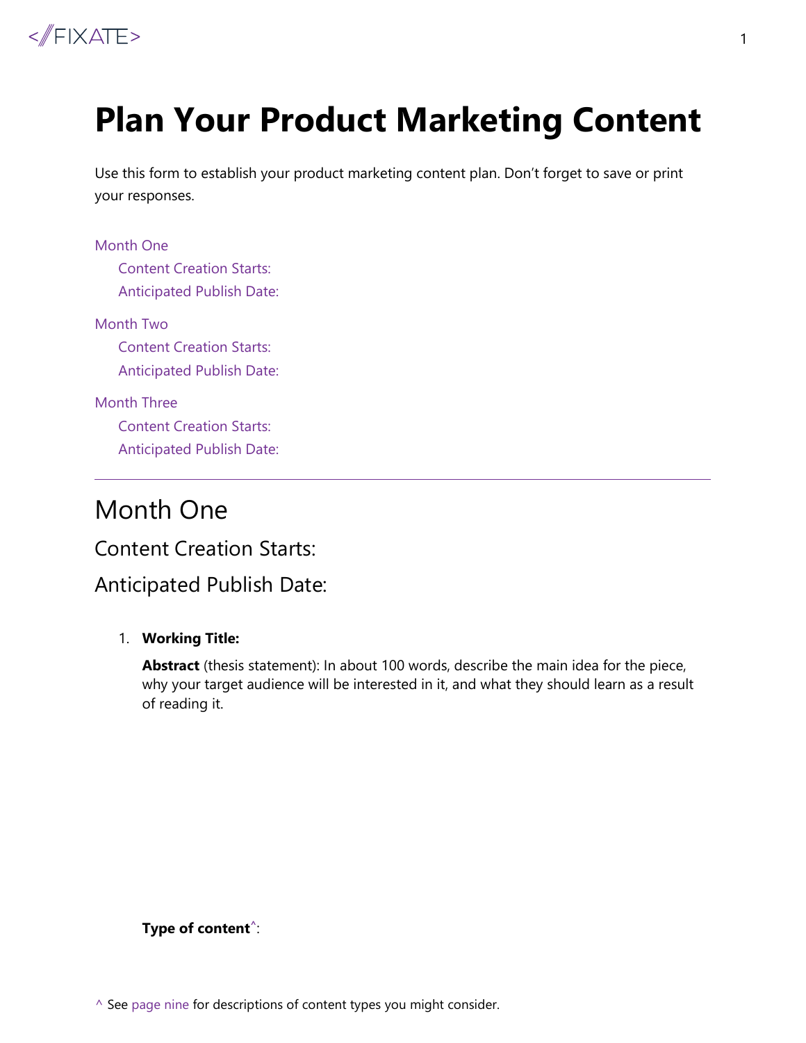# Plan Your Product Marketing Content

Use this form to establish your product marketing content plan. Don't forget to save or print your responses.

- Month One
  - Content Creation Starts:
  - Anticipated Publish Date:
- Month Two
  - Content Creation Starts:
  - Anticipated Publish Date:
- Month Three
  - Content Creation Starts:
  - Anticipated Publish Date:

---

## Month One

### Content Creation Starts:

### Anticipated Publish Date:

1. **Working Title:**

   **Abstract** (thesis statement): In about 100 words, describe the main idea for the piece, why your target audience will be interested in it, and what they should learn as a result of reading it.

   **Type of content**^:

^ See page nine for descriptions of content types you might consider.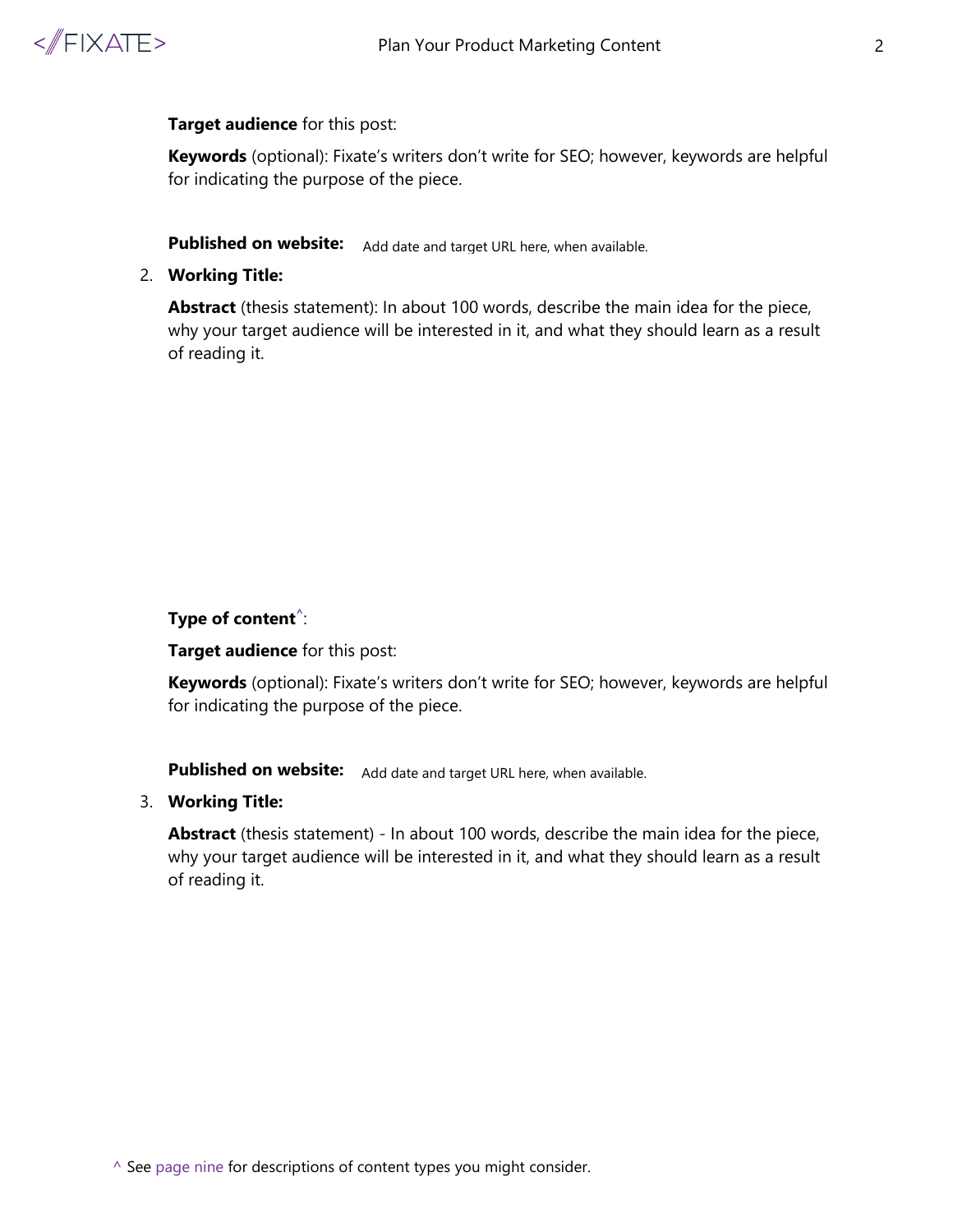**Target audience** for this post:

**Keywords** (optional): Fixate's writers don't write for SEO; however, keywords are helpful for indicating the purpose of the piece.

**Published on website:** Add date and target URL here, when available.

2. **Working Title:**

   **Abstract** (thesis statement): In about 100 words, describe the main idea for the piece, why your target audience will be interested in it, and what they should learn as a result of reading it.

   **Type of content**^:

   **Target audience** for this post:

   **Keywords** (optional): Fixate's writers don't write for SEO; however, keywords are helpful for indicating the purpose of the piece.

   **Published on website:** Add date and target URL here, when available.

3. **Working Title:**

   **Abstract** (thesis statement) - In about 100 words, describe the main idea for the piece, why your target audience will be interested in it, and what they should learn as a result of reading it.

^ See page nine for descriptions of content types you might consider.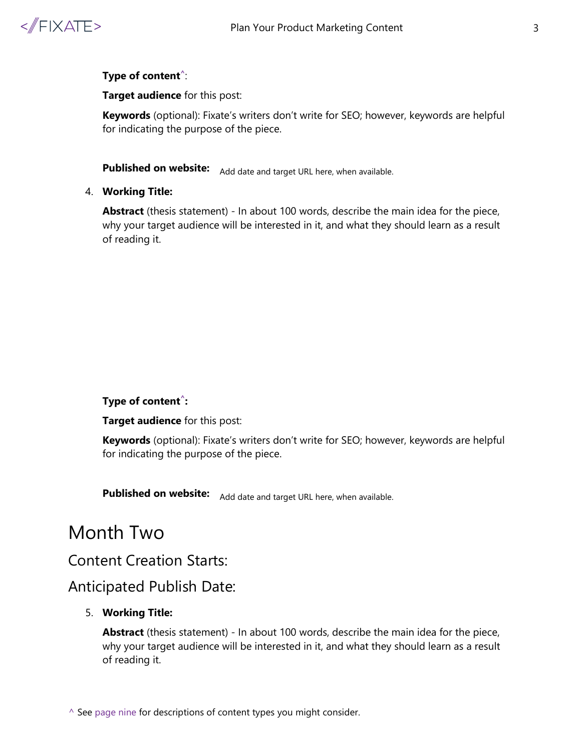**Type of content**^:

**Target audience** for this post:

**Keywords** (optional): Fixate's writers don't write for SEO; however, keywords are helpful for indicating the purpose of the piece.

**Published on website:** Add date and target URL here, when available.

4. **Working Title:**

   **Abstract** (thesis statement) - In about 100 words, describe the main idea for the piece, why your target audience will be interested in it, and what they should learn as a result of reading it.

   **Type of content**^**:**

   **Target audience** for this post:

   **Keywords** (optional): Fixate's writers don't write for SEO; however, keywords are helpful for indicating the purpose of the piece.

   **Published on website:** Add date and target URL here, when available.

# Month Two

## Content Creation Starts:

## Anticipated Publish Date:

5. **Working Title:**

   **Abstract** (thesis statement) - In about 100 words, describe the main idea for the piece, why your target audience will be interested in it, and what they should learn as a result of reading it.

^ See page nine for descriptions of content types you might consider.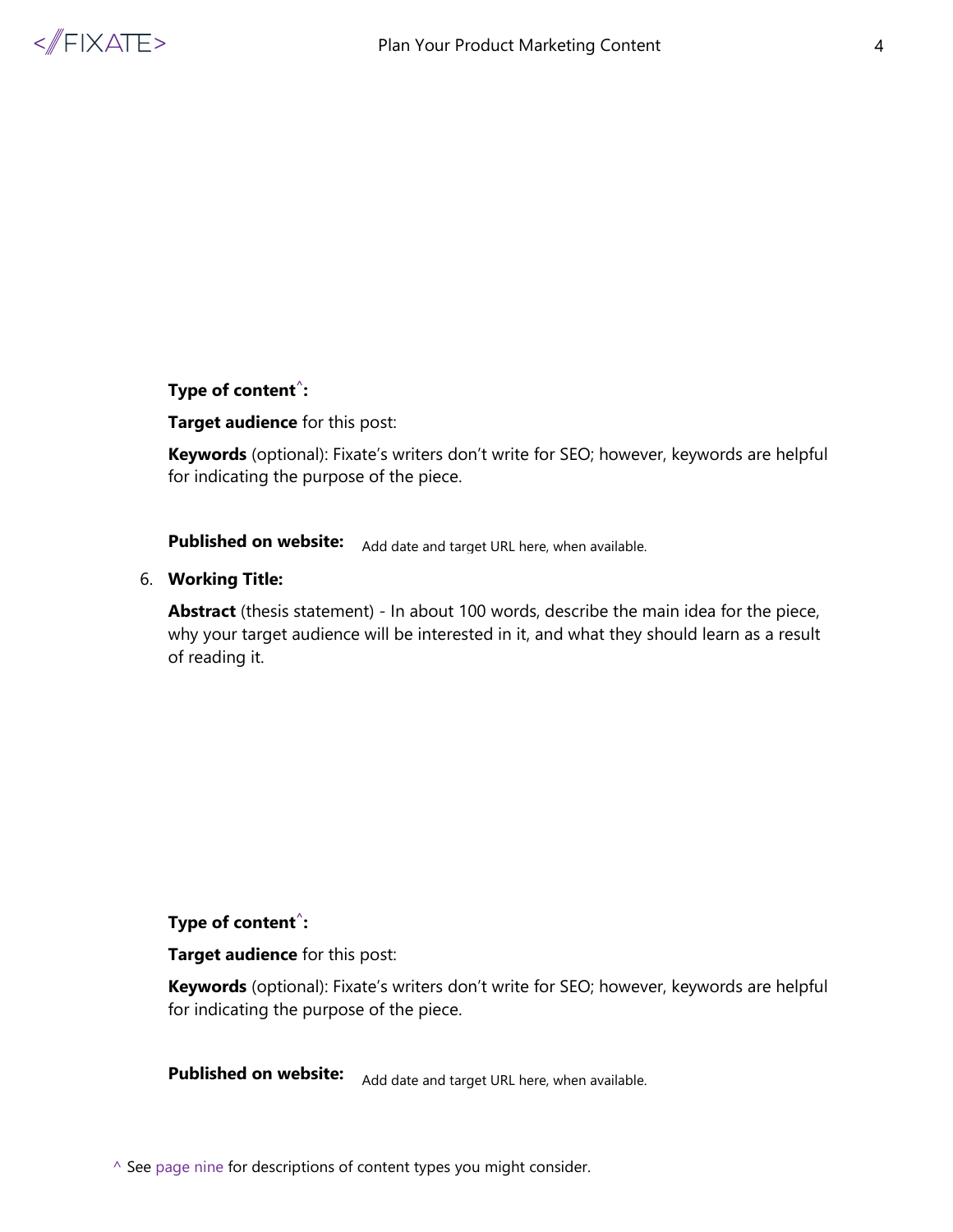**Type of content^:**

**Target audience** for this post:

**Keywords** (optional): Fixate's writers don't write for SEO; however, keywords are helpful for indicating the purpose of the piece.

**Published on website:** Add date and target URL here, when available.

6. **Working Title:**

   **Abstract** (thesis statement) - In about 100 words, describe the main idea for the piece, why your target audience will be interested in it, and what they should learn as a result of reading it.

   **Type of content^:**

   **Target audience** for this post:

   **Keywords** (optional): Fixate's writers don't write for SEO; however, keywords are helpful for indicating the purpose of the piece.

   **Published on website:** Add date and target URL here, when available.

^ See page nine for descriptions of content types you might consider.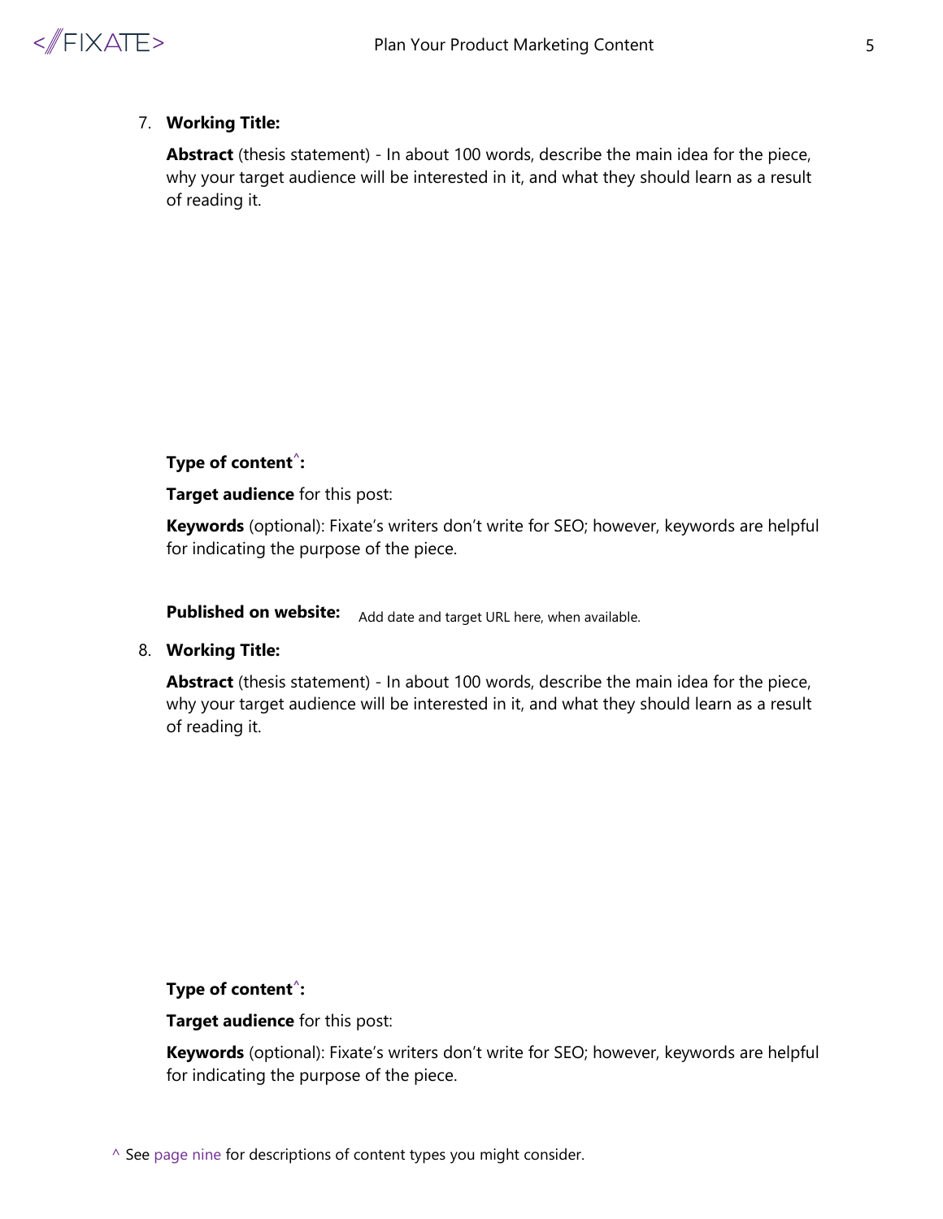7. **Working Title:**

   **Abstract** (thesis statement) - In about 100 words, describe the main idea for the piece, why your target audience will be interested in it, and what they should learn as a result of reading it.

   **Type of content^:**

   **Target audience** for this post:

   **Keywords** (optional): Fixate's writers don't write for SEO; however, keywords are helpful for indicating the purpose of the piece.

   **Published on website:** Add date and target URL here, when available.

8. **Working Title:**

   **Abstract** (thesis statement) - In about 100 words, describe the main idea for the piece, why your target audience will be interested in it, and what they should learn as a result of reading it.

   **Type of content^:**

   **Target audience** for this post:

   **Keywords** (optional): Fixate's writers don't write for SEO; however, keywords are helpful for indicating the purpose of the piece.

^ See page nine for descriptions of content types you might consider.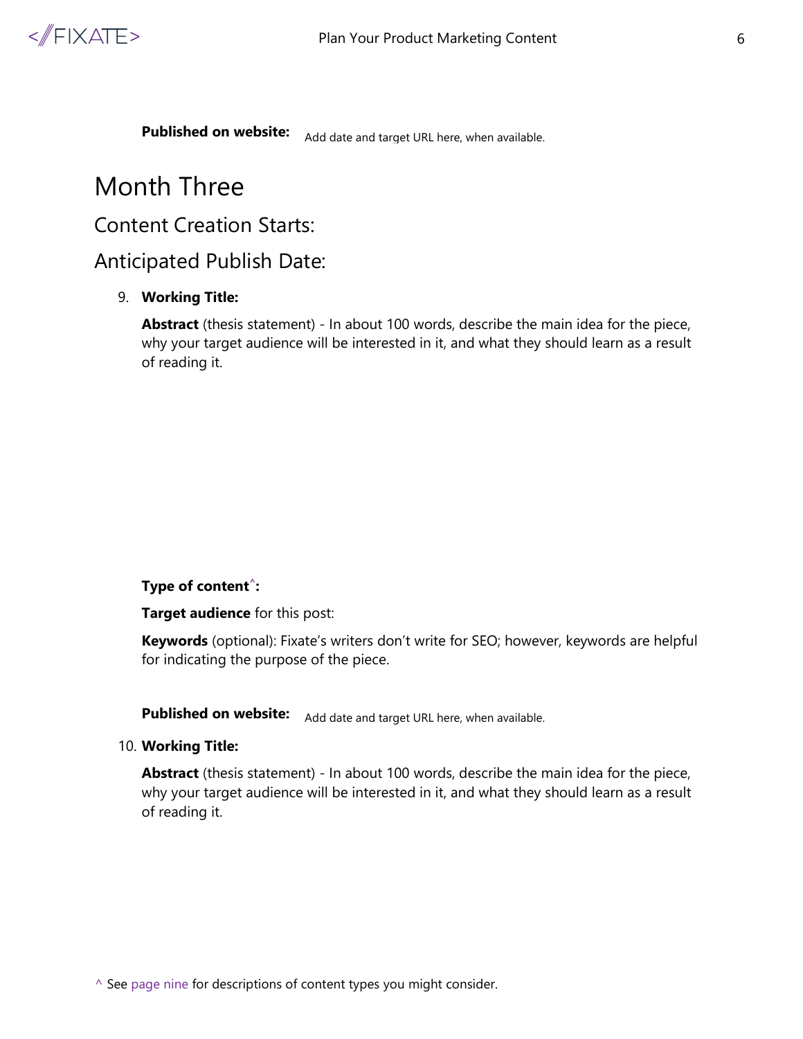**Published on website:** Add date and target URL here, when available.

# Month Three

## Content Creation Starts:

## Anticipated Publish Date:

9. **Working Title:**

   **Abstract** (thesis statement) - In about 100 words, describe the main idea for the piece, why your target audience will be interested in it, and what they should learn as a result of reading it.

   **Type of content^:**

   **Target audience** for this post:

   **Keywords** (optional): Fixate's writers don't write for SEO; however, keywords are helpful for indicating the purpose of the piece.

   **Published on website:** Add date and target URL here, when available.

10. **Working Title:**

    **Abstract** (thesis statement) - In about 100 words, describe the main idea for the piece, why your target audience will be interested in it, and what they should learn as a result of reading it.

^ See page nine for descriptions of content types you might consider.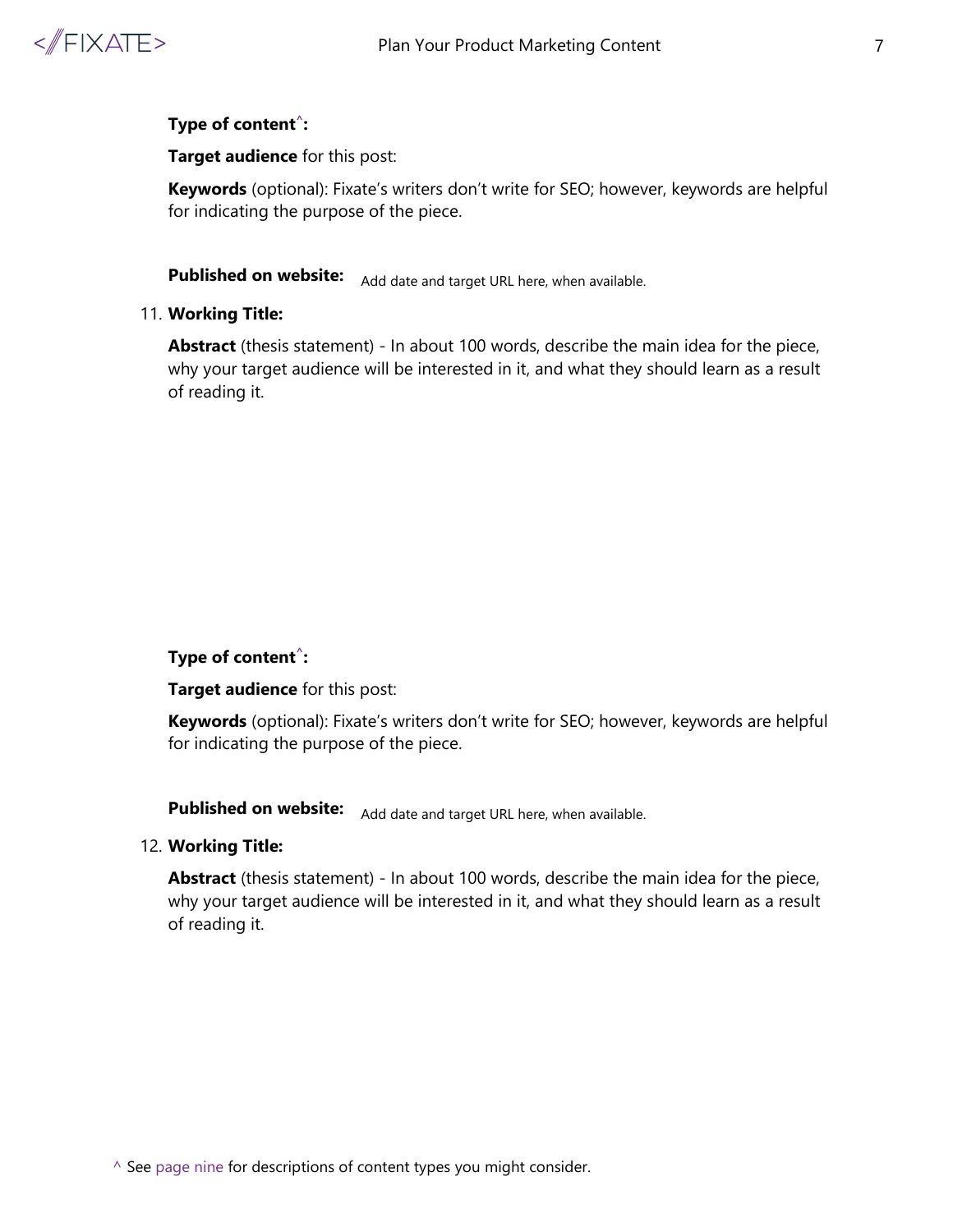**Type of content^:**

**Target audience** for this post:

**Keywords** (optional): Fixate's writers don't write for SEO; however, keywords are helpful for indicating the purpose of the piece.

**Published on website:** Add date and target URL here, when available.

11. **Working Title:**

    **Abstract** (thesis statement) - In about 100 words, describe the main idea for the piece, why your target audience will be interested in it, and what they should learn as a result of reading it.

    **Type of content^:**

    **Target audience** for this post:

    **Keywords** (optional): Fixate's writers don't write for SEO; however, keywords are helpful for indicating the purpose of the piece.

    **Published on website:** Add date and target URL here, when available.

12. **Working Title:**

    **Abstract** (thesis statement) - In about 100 words, describe the main idea for the piece, why your target audience will be interested in it, and what they should learn as a result of reading it.

^ See page nine for descriptions of content types you might consider.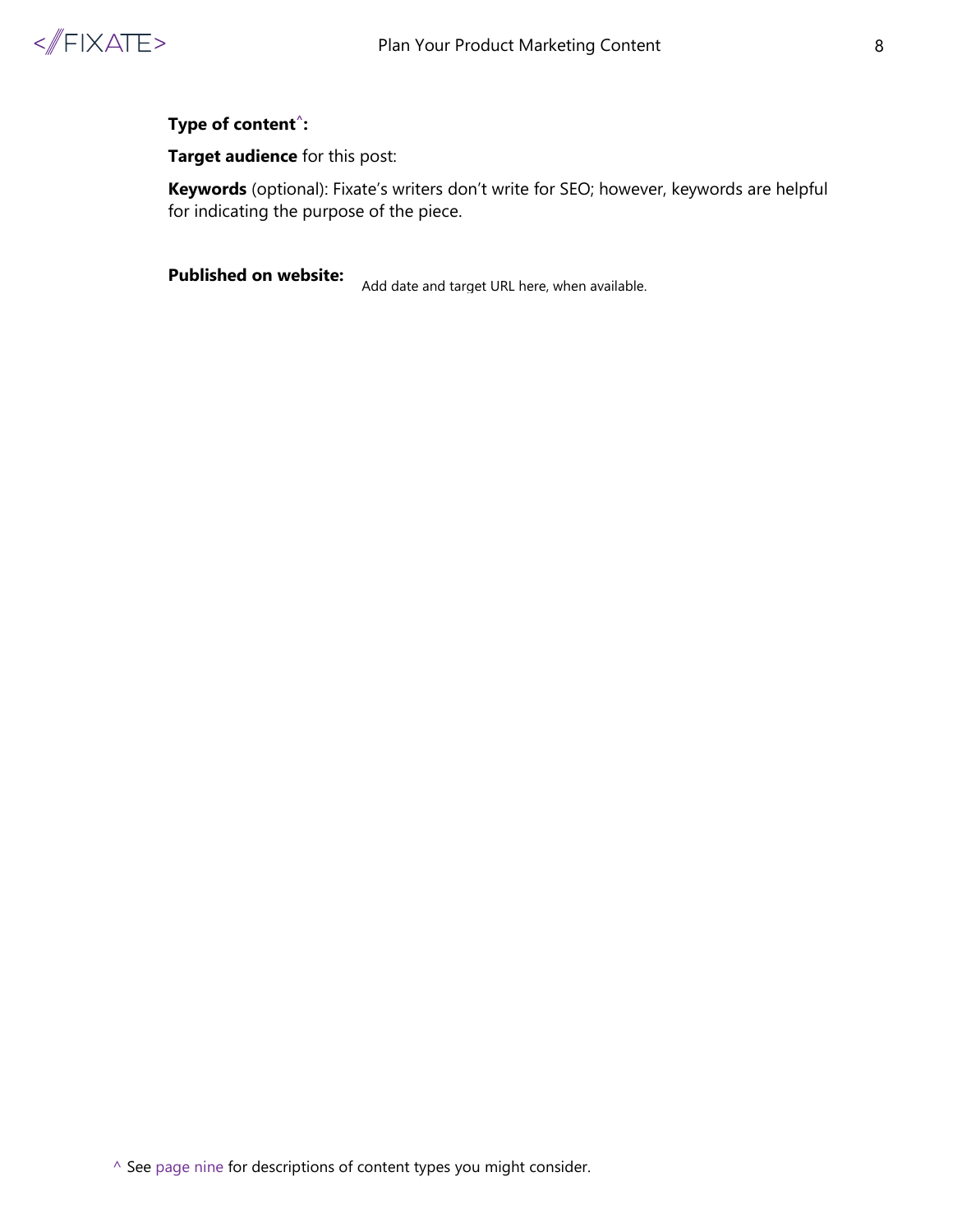**Type of content^:**

**Target audience** for this post:

**Keywords** (optional): Fixate's writers don't write for SEO; however, keywords are helpful for indicating the purpose of the piece.

**Published on website:** Add date and target URL here, when available.

^ See page nine for descriptions of content types you might consider.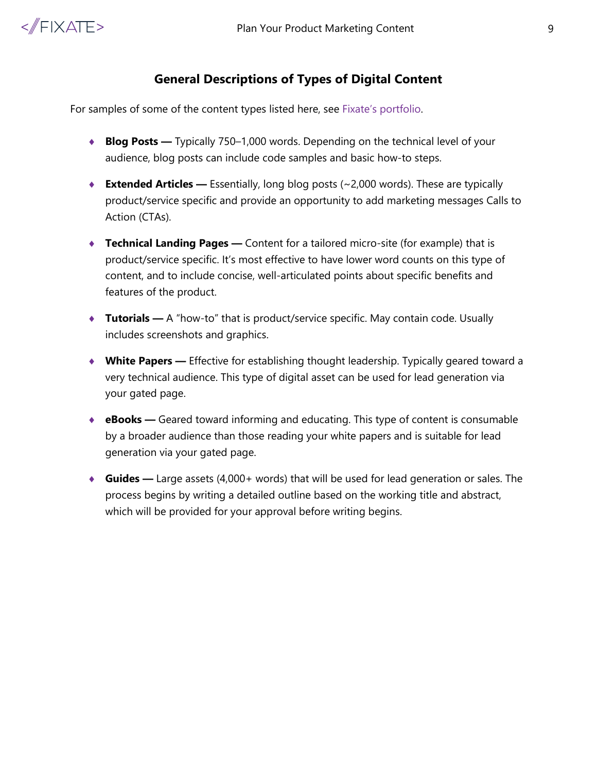## General Descriptions of Types of Digital Content

For samples of some of the content types listed here, see Fixate's portfolio.

- **Blog Posts —** Typically 750–1,000 words. Depending on the technical level of your audience, blog posts can include code samples and basic how-to steps.
- **Extended Articles —** Essentially, long blog posts (~2,000 words). These are typically product/service specific and provide an opportunity to add marketing messages Calls to Action (CTAs).
- **Technical Landing Pages —** Content for a tailored micro-site (for example) that is product/service specific. It's most effective to have lower word counts on this type of content, and to include concise, well-articulated points about specific benefits and features of the product.
- **Tutorials —** A "how-to" that is product/service specific. May contain code. Usually includes screenshots and graphics.
- **White Papers —** Effective for establishing thought leadership. Typically geared toward a very technical audience. This type of digital asset can be used for lead generation via your gated page.
- **eBooks —** Geared toward informing and educating. This type of content is consumable by a broader audience than those reading your white papers and is suitable for lead generation via your gated page.
- **Guides —** Large assets (4,000+ words) that will be used for lead generation or sales. The process begins by writing a detailed outline based on the working title and abstract, which will be provided for your approval before writing begins.